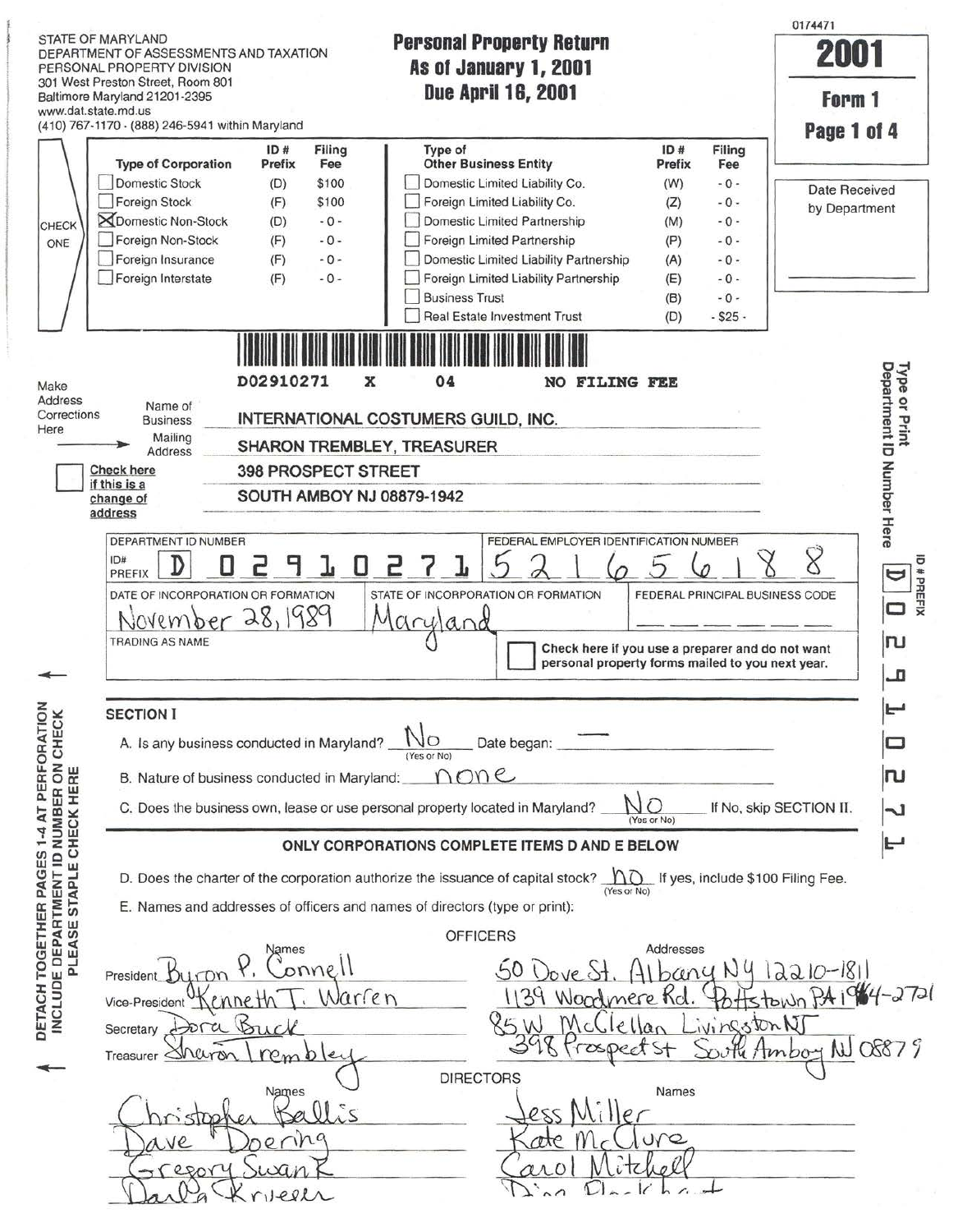STATE OF MARYLAND
DEPARTMENT OF ASSESSMENTS AND TAXATION
PERSONAL PROPERTY DIVISION
301 West Preston Street, Room 801
Baltimore Maryland 21201-2395
www.dat.state.md.us
(410) 767-1170 · (888) 246-5941 within Maryland

# Personal Property Return
## As of January 1, 2001
## Due April 16, 2001

0174471

**2001**
**Form 1**

Date Received by Department

CHECK ONE

| Type of Corporation | ID # Prefix | Filing Fee | Type of Other Business Entity | ID # Prefix | Filing Fee |
|---|---|---|---|---|---|
| ☐ Domestic Stock | (D) | $100 | ☐ Domestic Limited Liability Co. | (W) | -0- |
| ☐ Foreign Stock | (F) | $100 | ☐ Foreign Limited Liability Co. | (Z) | -0- |
| ☒ Domestic Non-Stock | (D) | -0- | ☐ Domestic Limited Partnership | (M) | -0- |
| ☐ Foreign Non-Stock | (F) | -0- | ☐ Foreign Limited Partnership | (P) | -0- |
| ☐ Foreign Insurance | (F) | -0- | ☐ Domestic Limited Liability Partnership | (A) | -0- |
| ☐ Foreign Interstate | (F) | -0- | ☐ Foreign Limited Liability Partnership | (E) | -0- |
| | | | ☐ Business Trust | (B) | -0- |
| | | | ☐ Real Estate Investment Trust | (D) | - $25 - |

D02910271 X 04 NO FILING FEE

Make Address Corrections Here

☐ Check here if this is a change of address

Name of Business: INTERNATIONAL COSTUMERS GUILD, INC.
Mailing Address: SHARON TREMBLEY, TREASURER
398 PROSPECT STREET
SOUTH AMBOY NJ 08879-1942

Type or Print Department ID Number Here — ID # PREFIX: D 0 2 9 1 0 2 7 1

DEPARTMENT ID NUMBER: ID# PREFIX D 0 2 9 1 0 2 7 1
FEDERAL EMPLOYER IDENTIFICATION NUMBER: 5 2 1 6 5 6 1 8 8
DATE OF INCORPORATION OR FORMATION: November 28, 1989
STATE OF INCORPORATION OR FORMATION: Maryland
FEDERAL PRINCIPAL BUSINESS CODE:
TRADING AS NAME:

☐ Check here if you use a preparer and do not want personal property forms mailed to you next year.

DETACH TOGETHER PAGES 1-4 AT PERFORATION. INCLUDE DEPARTMENT ID NUMBER ON CHECK. PLEASE STAPLE CHECK HERE

## SECTION I

A. Is any business conducted in Maryland? No (Yes or No) Date began: —

B. Nature of business conducted in Maryland: none

C. Does the business own, lease or use personal property located in Maryland? No (Yes or No) If No, skip SECTION II.

**ONLY CORPORATIONS COMPLETE ITEMS D AND E BELOW**

D. Does the charter of the corporation authorize the issuance of capital stock? no (Yes or No) If yes, include $100 Filing Fee.

E. Names and addresses of officers and names of directors (type or print):

**OFFICERS**

| | Names | Addresses |
|---|---|---|
| President | Byron P. Connell | 50 Dove St. Albany NY 12210-1811 |
| Vice-President | Kenneth T. Warren | 1139 Woodmere Rd. Pottstown PA 19464-2721 |
| Secretary | Dora Buck | 85 W McClellan Livingston NJ |
| Treasurer | Sharon Trembley | 398 Prospect St South Amboy NJ 08879 |

**DIRECTORS**

| Names | Names |
|---|---|
| Christopher Ballis | Jess Miller |
| Dave Doering | Kate McClure |
| Gregory Swank | Carol Mitchell |
| Darla Krueger | Dina Flackhart |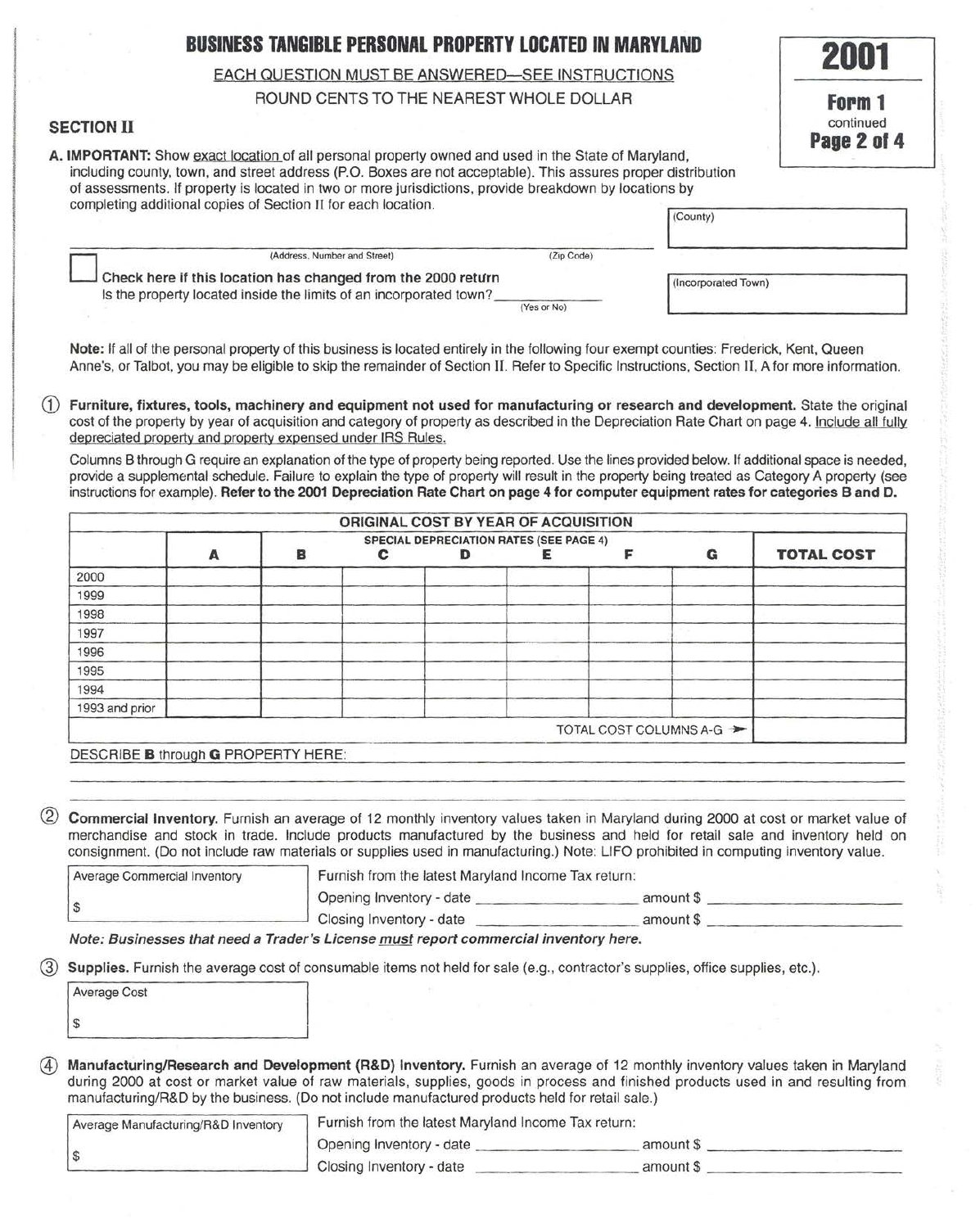# BUSINESS TANGIBLE PERSONAL PROPERTY LOCATED IN MARYLAND

**2001**

**Form 1** continued **Page 2 of 4**

EACH QUESTION MUST BE ANSWERED—SEE INSTRUCTIONS

ROUND CENTS TO THE NEAREST WHOLE DOLLAR

## SECTION II

**A. IMPORTANT:** Show exact location of all personal property owned and used in the State of Maryland, including county, town, and street address (P.O. Boxes are not acceptable). This assures proper distribution of assessments. If property is located in two or more jurisdictions, provide breakdown by locations by completing additional copies of Section II for each location.

(County) ____________________

____________________ (Address, Number and Street) ____________________ (Zip Code)

☐ **Check here if this location has changed from the 2000 return**

Is the property located inside the limits of an incorporated town? ____________ (Yes or No)

(Incorporated Town) ____________________

**Note:** If all of the personal property of this business is located entirely in the following four exempt counties: Frederick, Kent, Queen Anne's, or Talbot, you may be eligible to skip the remainder of Section II. Refer to Specific Instructions, Section II, A for more information.

① **Furniture, fixtures, tools, machinery and equipment not used for manufacturing or research and development.** State the original cost of the property by year of acquisition and category of property as described in the Depreciation Rate Chart on page 4. Include all fully depreciated property and property expensed under IRS Rules.

Columns B through G require an explanation of the type of property being reported. Use the lines provided below. If additional space is needed, provide a supplemental schedule. Failure to explain the type of property will result in the property being treated as Category A property (see instructions for example). **Refer to the 2001 Depreciation Rate Chart on page 4 for computer equipment rates for categories B and D.**

| ORIGINAL COST BY YEAR OF ACQUISITION | | | | | | | | |
|---|---|---|---|---|---|---|---|---|
| | | SPECIAL DEPRECIATION RATES (SEE PAGE 4) | | | | | | |
| | **A** | **B** | **C** | **D** | **E** | **F** | **G** | **TOTAL COST** |
| 2000 | | | | | | | | |
| 1999 | | | | | | | | |
| 1998 | | | | | | | | |
| 1997 | | | | | | | | |
| 1996 | | | | | | | | |
| 1995 | | | | | | | | |
| 1994 | | | | | | | | |
| 1993 and prior | | | | | | | | |
| TOTAL COST COLUMNS A-G ➤ | | | | | | | | |

DESCRIBE **B** through **G** PROPERTY HERE: ____________________

② **Commercial Inventory.** Furnish an average of 12 monthly inventory values taken in Maryland during 2000 at cost or market value of merchandise and stock in trade. Include products manufactured by the business and held for retail sale and inventory held on consignment. (Do not include raw materials or supplies used in manufacturing.) Note: LIFO prohibited in computing inventory value.

Average Commercial Inventory $ ____________

Furnish from the latest Maryland Income Tax return:

Opening Inventory - date ____________ amount $ ____________

Closing Inventory - date ____________ amount $ ____________

***Note: Businesses that need a Trader's License must report commercial inventory here.***

③ **Supplies.** Furnish the average cost of consumable items not held for sale (e.g., contractor's supplies, office supplies, etc.).

Average Cost $ ____________

④ **Manufacturing/Research and Development (R&D) Inventory.** Furnish an average of 12 monthly inventory values taken in Maryland during 2000 at cost or market value of raw materials, supplies, goods in process and finished products used in and resulting from manufacturing/R&D by the business. (Do not include manufactured products held for retail sale.)

Average Manufacturing/R&D Inventory $ ____________

Furnish from the latest Maryland Income Tax return:

Opening Inventory - date ____________ amount $ ____________

Closing Inventory - date ____________ amount $ ____________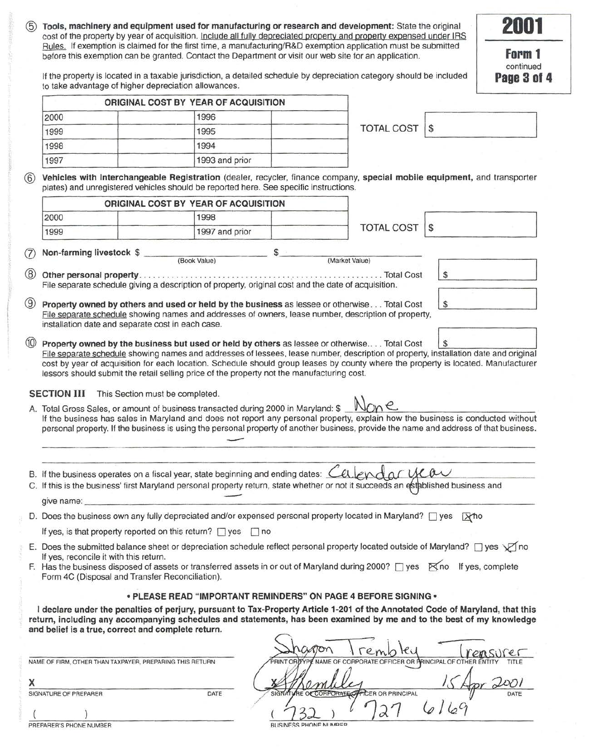**2001**
**Form 1**
continued

⑤ **Tools, machinery and equipment used for manufacturing or research and development:** State the original cost of the property by year of acquisition. Include all fully depreciated property and property expensed under IRS Rules. If exemption is claimed for the first time, a manufacturing/R&D exemption application must be submitted before this exemption can be granted. Contact the Department or visit our web site for an application.

If the property is located in a taxable jurisdiction, a detailed schedule by depreciation category should be included to take advantage of higher depreciation allowances.

| ORIGINAL COST BY YEAR OF ACQUISITION | | | |
|---|---|---|---|
| 2000 | | 1996 | |
| 1999 | | 1995 | |
| 1998 | | 1994 | |
| 1997 | | 1993 and prior | |

TOTAL COST $

⑥ **Vehicles with Interchangeable Registration** (dealer, recycler, finance company, **special mobile equipment,** and transporter plates) and unregistered vehicles should be reported here. See specific instructions.

| ORIGINAL COST BY YEAR OF ACQUISITION | | | |
|---|---|---|---|
| 2000 | | 1998 | |
| 1999 | | 1997 and prior | |

TOTAL COST $

⑦ **Non-farming livestock** $ ______ (Book Value) $ ______ (Market Value)

⑧ **Other personal property**. . . . . . . . . . Total Cost $
File separate schedule giving a description of property, original cost and the date of acquisition.

⑨ **Property owned by others and used or held by the business** as lessee or otherwise . . . Total Cost $
File separate schedule showing names and addresses of owners, lease number, description of property, installation date and separate cost in each case.

⑩ **Property owned by the business but used or held by others** as lessee or otherwise. . . . Total Cost $
File separate schedule showing names and addresses of lessees, lease number, description of property, installation date and original cost by year of acquisition for each location. Schedule should group leases by county where the property is located. Manufacturer lessors should submit the retail selling price of the property not the manufacturing cost.

**SECTION III** This Section must be completed.

A. Total Gross Sales, or amount of business transacted during 2000 in Maryland: $ None
If the business has sales in Maryland and does not report any personal property, explain how the business is conducted without personal property. If the business is using the personal property of another business, provide the name and address of that business.

—

B. If the business operates on a fiscal year, state beginning and ending dates: Calendar year

C. If this is the business' first Maryland personal property return, state whether or not it succeeds an established business and give name: —

D. Does the business own any fully depreciated and/or expensed personal property located in Maryland? ☐ yes ☒ no
If yes, is that property reported on this return? ☐ yes ☐ no

E. Does the submitted balance sheet or depreciation schedule reflect personal property located outside of Maryland? ☐ yes ☒ no
If yes, reconcile it with this return.

F. Has the business disposed of assets or transferred assets in or out of Maryland during 2000? ☐ yes ☒ no If yes, complete Form 4C (Disposal and Transfer Reconciliation).

**• PLEASE READ "IMPORTANT REMINDERS" ON PAGE 4 BEFORE SIGNING •**

**I declare under the penalties of perjury, pursuant to Tax-Property Article 1-201 of the Annotated Code of Maryland, that this return, including any accompanying schedules and statements, has been examined by me and to the best of my knowledge and belief is a true, correct and complete return.**

NAME OF FIRM, OTHER THAN TAXPAYER, PREPARING THIS RETURN: ______

Sharon Trembley — Treasurer
PRINT OR TYPE NAME OF CORPORATE OFFICER OR PRINCIPAL OF OTHER ENTITY — TITLE

X ______ DATE
SIGNATURE OF PREPARER

X S Trembley — 15 Apr 2001
SIGNATURE OF CORPORATE OFFICER OR PRINCIPAL — DATE

( ) ______
PREPARER'S PHONE NUMBER

(732) 727 6169
BUSINESS PHONE NUMBER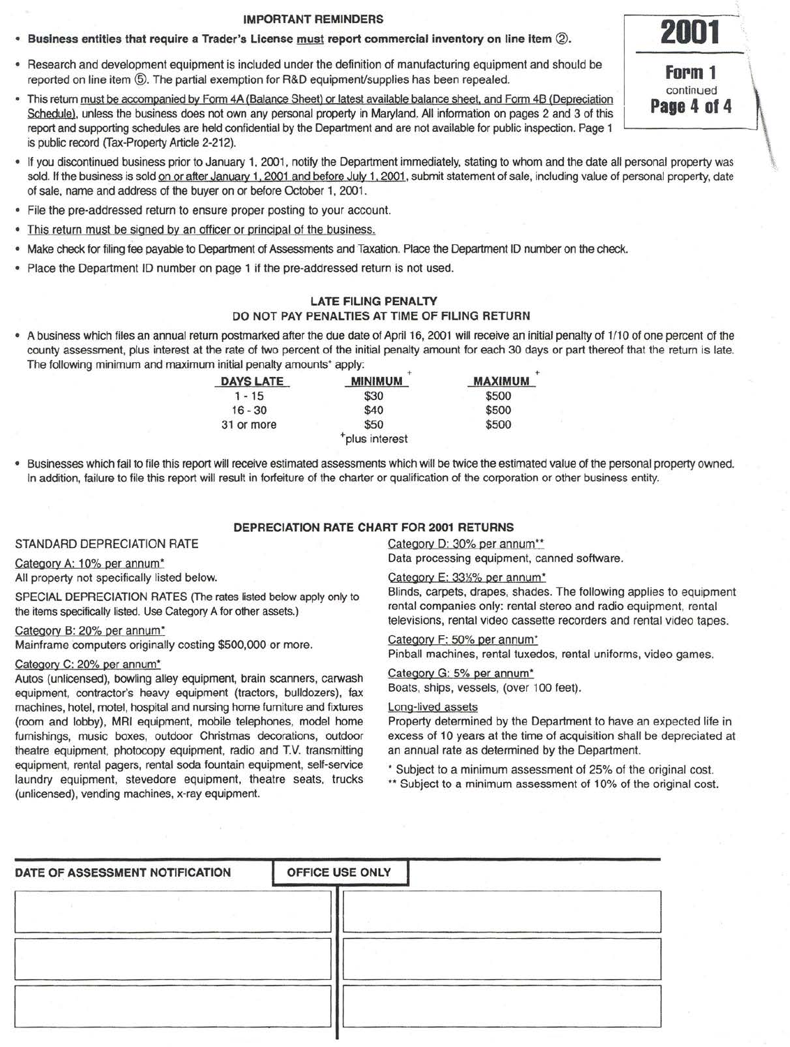2001

**Form 1**
continued
**Page 4 of 4**

## IMPORTANT REMINDERS

- **Business entities that require a Trader's License must report commercial inventory on line item ②.**
- Research and development equipment is included under the definition of manufacturing equipment and should be reported on line item ⑤. The partial exemption for R&D equipment/supplies has been repealed.
- This return must be accompanied by Form 4A (Balance Sheet) or latest available balance sheet, and Form 4B (Depreciation Schedule), unless the business does not own any personal property in Maryland. All information on pages 2 and 3 of this report and supporting schedules are held confidential by the Department and are not available for public inspection. Page 1 is public record (Tax-Property Article 2-212).
- If you discontinued business prior to January 1, 2001, notify the Department immediately, stating to whom and the date all personal property was sold. If the business is sold on or after January 1, 2001 and before July 1, 2001, submit statement of sale, including value of personal property, date of sale, name and address of the buyer on or before October 1, 2001.
- File the pre-addressed return to ensure proper posting to your account.
- This return must be signed by an officer or principal of the business.
- Make check for filing fee payable to Department of Assessments and Taxation. Place the Department ID number on the check.
- Place the Department ID number on page 1 if the pre-addressed return is not used.

## LATE FILING PENALTY
### DO NOT PAY PENALTIES AT TIME OF FILING RETURN

- A business which files an annual return postmarked after the due date of April 16, 2001 will receive an initial penalty of 1/10 of one percent of the county assessment, plus interest at the rate of two percent of the initial penalty amount for each 30 days or part thereof that the return is late. The following minimum and maximum initial penalty amounts* apply:

| DAYS LATE | MINIMUM + | MAXIMUM + |
|---|---|---|
| 1 - 15 | $30 | $500 |
| 16 - 30 | $40 | $500 |
| 31 or more | $50 | $500 |

+plus interest

- Businesses which fail to file this report will receive estimated assessments which will be twice the estimated value of the personal property owned. In addition, failure to file this report will result in forfeiture of the charter or qualification of the corporation or other business entity.

## DEPRECIATION RATE CHART FOR 2001 RETURNS

STANDARD DEPRECIATION RATE

Category A: 10% per annum*
All property not specifically listed below.

SPECIAL DEPRECIATION RATES (The rates listed below apply only to the items specifically listed. Use Category A for other assets.)

Category B: 20% per annum*
Mainframe computers originally costing $500,000 or more.

Category C: 20% per annum*
Autos (unlicensed), bowling alley equipment, brain scanners, carwash equipment, contractor's heavy equipment (tractors, bulldozers), fax machines, hotel, motel, hospital and nursing home furniture and fixtures (room and lobby), MRI equipment, mobile telephones, model home furnishings, music boxes, outdoor Christmas decorations, outdoor theatre equipment, photocopy equipment, radio and T.V. transmitting equipment, rental pagers, rental soda fountain equipment, self-service laundry equipment, stevedore equipment, theatre seats, trucks (unlicensed), vending machines, x-ray equipment.

Category D: 30% per annum**
Data processing equipment, canned software.

Category E: 33⅓% per annum*
Blinds, carpets, drapes, shades. The following applies to equipment rental companies only: rental stereo and radio equipment, rental televisions, rental video cassette recorders and rental video tapes.

Category F: 50% per annum*
Pinball machines, rental tuxedos, rental uniforms, video games.

Category G: 5% per annum*
Boats, ships, vessels, (over 100 feet).

Long-lived assets
Property determined by the Department to have an expected life in excess of 10 years at the time of acquisition shall be depreciated at an annual rate as determined by the Department.

* Subject to a minimum assessment of 25% of the original cost.
** Subject to a minimum assessment of 10% of the original cost.

| DATE OF ASSESSMENT NOTIFICATION | OFFICE USE ONLY |
|---|---|
| | |
| | |
| | |